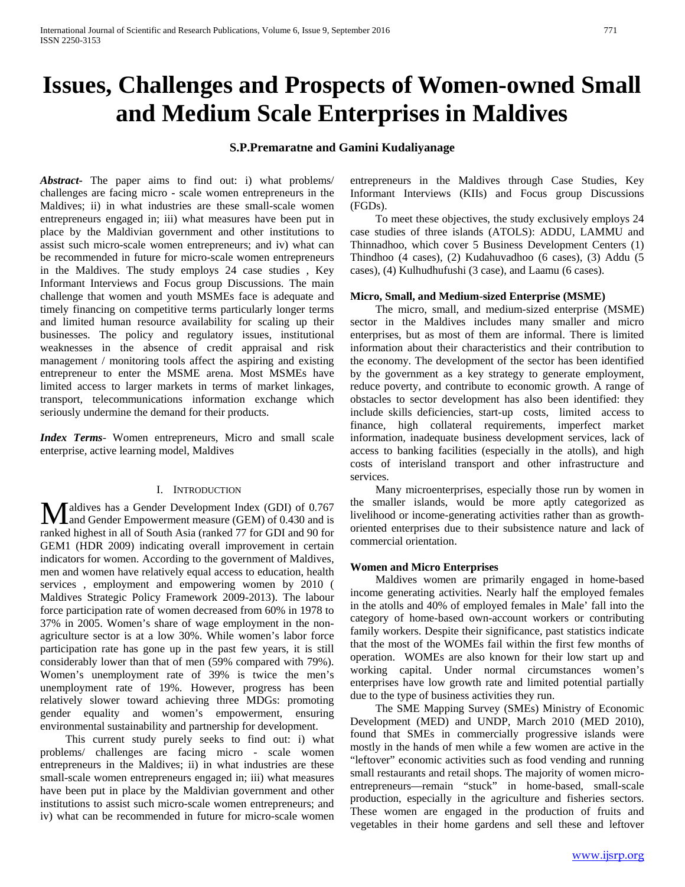# Issues, Challenges and Prospects of Women-owned Small and Medium Scale Enterprises in Maldives

**S.P.Premaratne and Gamini Kudaliyanage**

***Abstract***- The paper aims to find out: i) what problems/ challenges are facing micro - scale women entrepreneurs in the Maldives; ii) in what industries are these small-scale women entrepreneurs engaged in; iii) what measures have been put in place by the Maldivian government and other institutions to assist such micro-scale women entrepreneurs; and iv) what can be recommended in future for micro-scale women entrepreneurs in the Maldives. The study employs 24 case studies , Key Informant Interviews and Focus group Discussions. The main challenge that women and youth MSMEs face is adequate and timely financing on competitive terms particularly longer terms and limited human resource availability for scaling up their businesses. The policy and regulatory issues, institutional weaknesses in the absence of credit appraisal and risk management / monitoring tools affect the aspiring and existing entrepreneur to enter the MSME arena. Most MSMEs have limited access to larger markets in terms of market linkages, transport, telecommunications information exchange which seriously undermine the demand for their products.

***Index Terms***- Women entrepreneurs, Micro and small scale enterprise, active learning model, Maldives

## I. Introduction

Maldives has a Gender Development Index (GDI) of 0.767 and Gender Empowerment measure (GEM) of 0.430 and is ranked highest in all of South Asia (ranked 77 for GDI and 90 for GEM1 (HDR 2009) indicating overall improvement in certain indicators for women. According to the government of Maldives, men and women have relatively equal access to education, health services , employment and empowering women by 2010 ( Maldives Strategic Policy Framework 2009-2013). The labour force participation rate of women decreased from 60% in 1978 to 37% in 2005. Women's share of wage employment in the non-agriculture sector is at a low 30%. While women's labor force participation rate has gone up in the past few years, it is still considerably lower than that of men (59% compared with 79%). Women's unemployment rate of 39% is twice the men's unemployment rate of 19%. However, progress has been relatively slower toward achieving three MDGs: promoting gender equality and women's empowerment, ensuring environmental sustainability and partnership for development.

This current study purely seeks to find out: i) what problems/ challenges are facing micro - scale women entrepreneurs in the Maldives; ii) in what industries are these small-scale women entrepreneurs engaged in; iii) what measures have been put in place by the Maldivian government and other institutions to assist such micro-scale women entrepreneurs; and iv) what can be recommended in future for micro-scale women entrepreneurs in the Maldives through Case Studies, Key Informant Interviews (KIIs) and Focus group Discussions (FGDs).

To meet these objectives, the study exclusively employs 24 case studies of three islands (ATOLS): ADDU, LAMMU and Thinnadhoo, which cover 5 Business Development Centers (1) Thindhoo (4 cases), (2) Kudahuvadhoo (6 cases), (3) Addu (5 cases), (4) Kulhudhufushi (3 case), and Laamu (6 cases).

### Micro, Small, and Medium-sized Enterprise (MSME)

The micro, small, and medium-sized enterprise (MSME) sector in the Maldives includes many smaller and micro enterprises, but as most of them are informal. There is limited information about their characteristics and their contribution to the economy. The development of the sector has been identified by the government as a key strategy to generate employment, reduce poverty, and contribute to economic growth. A range of obstacles to sector development has also been identified: they include skills deficiencies, start-up costs, limited access to finance, high collateral requirements, imperfect market information, inadequate business development services, lack of access to banking facilities (especially in the atolls), and high costs of interisland transport and other infrastructure and services.

Many microenterprises, especially those run by women in the smaller islands, would be more aptly categorized as livelihood or income-generating activities rather than as growth-oriented enterprises due to their subsistence nature and lack of commercial orientation.

### Women and Micro Enterprises

Maldives women are primarily engaged in home-based income generating activities. Nearly half the employed females in the atolls and 40% of employed females in Male' fall into the category of home-based own-account workers or contributing family workers. Despite their significance, past statistics indicate that the most of the WOMEs fail within the first few months of operation. WOMEs are also known for their low start up and working capital. Under normal circumstances women's enterprises have low growth rate and limited potential partially due to the type of business activities they run.

The SME Mapping Survey (SMEs) Ministry of Economic Development (MED) and UNDP, March 2010 (MED 2010), found that SMEs in commercially progressive islands were mostly in the hands of men while a few women are active in the "leftover" economic activities such as food vending and running small restaurants and retail shops. The majority of women micro-entrepreneurs—remain "stuck" in home-based, small-scale production, especially in the agriculture and fisheries sectors. These women are engaged in the production of fruits and vegetables in their home gardens and sell these and leftover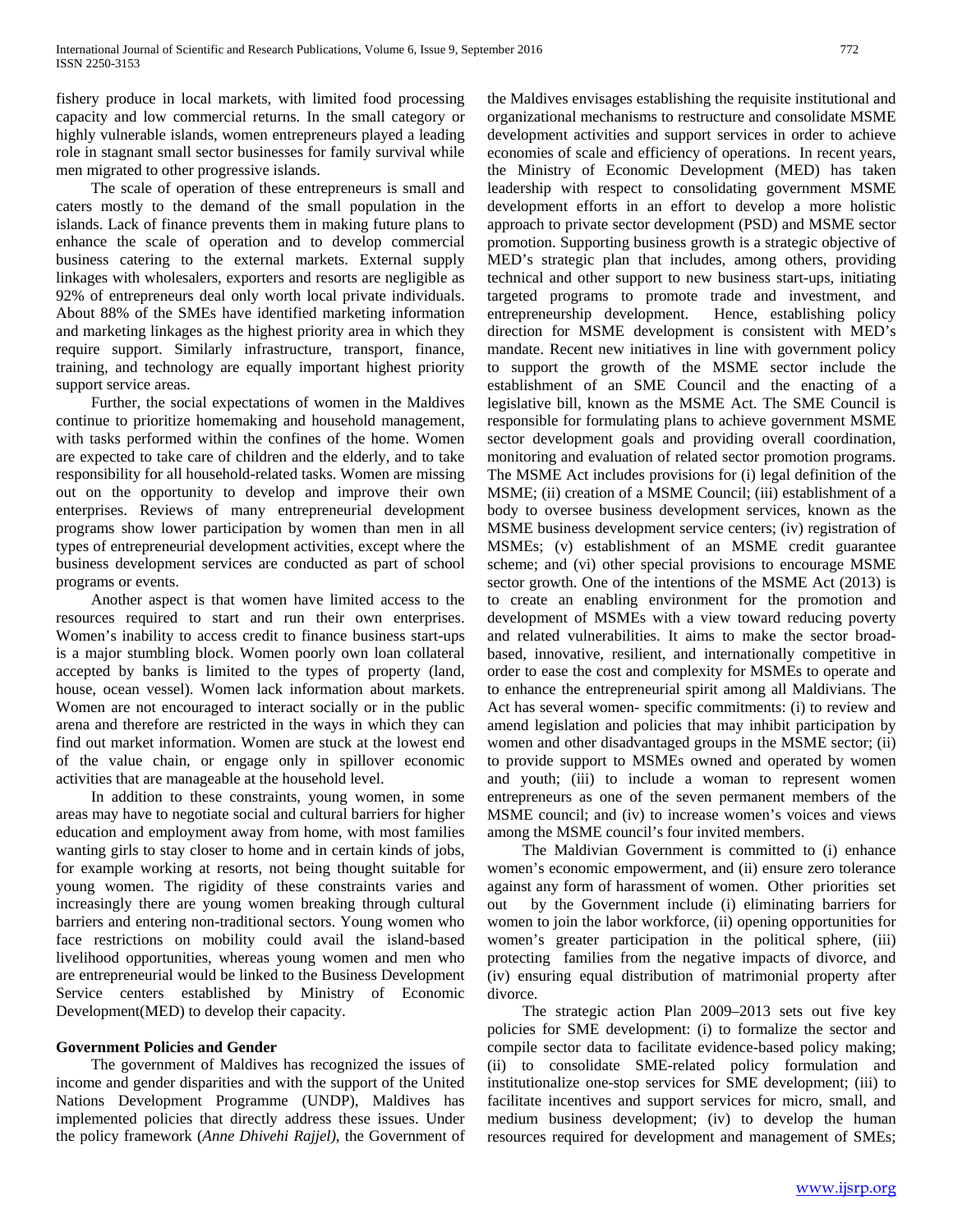fishery produce in local markets, with limited food processing capacity and low commercial returns. In the small category or highly vulnerable islands, women entrepreneurs played a leading role in stagnant small sector businesses for family survival while men migrated to other progressive islands.

The scale of operation of these entrepreneurs is small and caters mostly to the demand of the small population in the islands. Lack of finance prevents them in making future plans to enhance the scale of operation and to develop commercial business catering to the external markets. External supply linkages with wholesalers, exporters and resorts are negligible as 92% of entrepreneurs deal only worth local private individuals. About 88% of the SMEs have identified marketing information and marketing linkages as the highest priority area in which they require support. Similarly infrastructure, transport, finance, training, and technology are equally important highest priority support service areas.

Further, the social expectations of women in the Maldives continue to prioritize homemaking and household management, with tasks performed within the confines of the home. Women are expected to take care of children and the elderly, and to take responsibility for all household-related tasks. Women are missing out on the opportunity to develop and improve their own enterprises. Reviews of many entrepreneurial development programs show lower participation by women than men in all types of entrepreneurial development activities, except where the business development services are conducted as part of school programs or events.

Another aspect is that women have limited access to the resources required to start and run their own enterprises. Women's inability to access credit to finance business start-ups is a major stumbling block. Women poorly own loan collateral accepted by banks is limited to the types of property (land, house, ocean vessel). Women lack information about markets. Women are not encouraged to interact socially or in the public arena and therefore are restricted in the ways in which they can find out market information. Women are stuck at the lowest end of the value chain, or engage only in spillover economic activities that are manageable at the household level.

In addition to these constraints, young women, in some areas may have to negotiate social and cultural barriers for higher education and employment away from home, with most families wanting girls to stay closer to home and in certain kinds of jobs, for example working at resorts, not being thought suitable for young women. The rigidity of these constraints varies and increasingly there are young women breaking through cultural barriers and entering non-traditional sectors. Young women who face restrictions on mobility could avail the island-based livelihood opportunities, whereas young women and men who are entrepreneurial would be linked to the Business Development Service centers established by Ministry of Economic Development(MED) to develop their capacity.

**Government Policies and Gender**

The government of Maldives has recognized the issues of income and gender disparities and with the support of the United Nations Development Programme (UNDP), Maldives has implemented policies that directly address these issues. Under the policy framework (*Anne Dhivehi Rajjel)*, the Government of the Maldives envisages establishing the requisite institutional and organizational mechanisms to restructure and consolidate MSME development activities and support services in order to achieve economies of scale and efficiency of operations. In recent years, the Ministry of Economic Development (MED) has taken leadership with respect to consolidating government MSME development efforts in an effort to develop a more holistic approach to private sector development (PSD) and MSME sector promotion. Supporting business growth is a strategic objective of MED's strategic plan that includes, among others, providing technical and other support to new business start-ups, initiating targeted programs to promote trade and investment, and entrepreneurship development. Hence, establishing policy direction for MSME development is consistent with MED's mandate. Recent new initiatives in line with government policy to support the growth of the MSME sector include the establishment of an SME Council and the enacting of a legislative bill, known as the MSME Act. The SME Council is responsible for formulating plans to achieve government MSME sector development goals and providing overall coordination, monitoring and evaluation of related sector promotion programs. The MSME Act includes provisions for (i) legal definition of the MSME; (ii) creation of a MSME Council; (iii) establishment of a body to oversee business development services, known as the MSME business development service centers; (iv) registration of MSMEs; (v) establishment of an MSME credit guarantee scheme; and (vi) other special provisions to encourage MSME sector growth. One of the intentions of the MSME Act (2013) is to create an enabling environment for the promotion and development of MSMEs with a view toward reducing poverty and related vulnerabilities. It aims to make the sector broad-based, innovative, resilient, and internationally competitive in order to ease the cost and complexity for MSMEs to operate and to enhance the entrepreneurial spirit among all Maldivians. The Act has several women- specific commitments: (i) to review and amend legislation and policies that may inhibit participation by women and other disadvantaged groups in the MSME sector; (ii) to provide support to MSMEs owned and operated by women and youth; (iii) to include a woman to represent women entrepreneurs as one of the seven permanent members of the MSME council; and (iv) to increase women's voices and views among the MSME council's four invited members.

The Maldivian Government is committed to (i) enhance women's economic empowerment, and (ii) ensure zero tolerance against any form of harassment of women. Other priorities set out by the Government include (i) eliminating barriers for women to join the labor workforce, (ii) opening opportunities for women's greater participation in the political sphere, (iii) protecting families from the negative impacts of divorce, and (iv) ensuring equal distribution of matrimonial property after divorce.

The strategic action Plan 2009–2013 sets out five key policies for SME development: (i) to formalize the sector and compile sector data to facilitate evidence-based policy making; (ii) to consolidate SME-related policy formulation and institutionalize one-stop services for SME development; (iii) to facilitate incentives and support services for micro, small, and medium business development; (iv) to develop the human resources required for development and management of SMEs;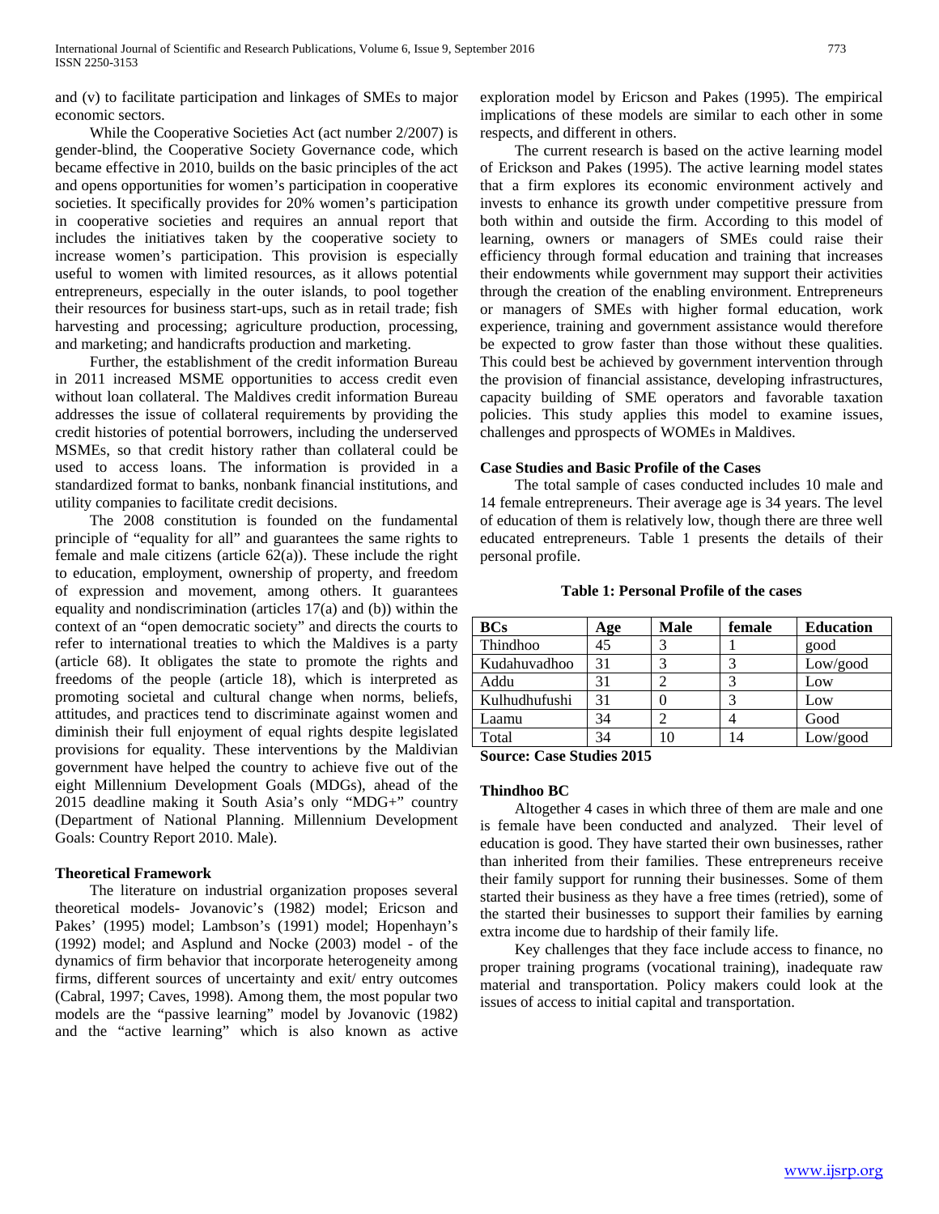and (v) to facilitate participation and linkages of SMEs to major economic sectors.

While the Cooperative Societies Act (act number 2/2007) is gender-blind, the Cooperative Society Governance code, which became effective in 2010, builds on the basic principles of the act and opens opportunities for women's participation in cooperative societies. It specifically provides for 20% women's participation in cooperative societies and requires an annual report that includes the initiatives taken by the cooperative society to increase women's participation. This provision is especially useful to women with limited resources, as it allows potential entrepreneurs, especially in the outer islands, to pool together their resources for business start-ups, such as in retail trade; fish harvesting and processing; agriculture production, processing, and marketing; and handicrafts production and marketing.

Further, the establishment of the credit information Bureau in 2011 increased MSME opportunities to access credit even without loan collateral. The Maldives credit information Bureau addresses the issue of collateral requirements by providing the credit histories of potential borrowers, including the underserved MSMEs, so that credit history rather than collateral could be used to access loans. The information is provided in a standardized format to banks, nonbank financial institutions, and utility companies to facilitate credit decisions.

The 2008 constitution is founded on the fundamental principle of "equality for all" and guarantees the same rights to female and male citizens (article 62(a)). These include the right to education, employment, ownership of property, and freedom of expression and movement, among others. It guarantees equality and nondiscrimination (articles 17(a) and (b)) within the context of an "open democratic society" and directs the courts to refer to international treaties to which the Maldives is a party (article 68). It obligates the state to promote the rights and freedoms of the people (article 18), which is interpreted as promoting societal and cultural change when norms, beliefs, attitudes, and practices tend to discriminate against women and diminish their full enjoyment of equal rights despite legislated provisions for equality. These interventions by the Maldivian government have helped the country to achieve five out of the eight Millennium Development Goals (MDGs), ahead of the 2015 deadline making it South Asia's only "MDG+" country (Department of National Planning. Millennium Development Goals: Country Report 2010. Male).

## Theoretical Framework

The literature on industrial organization proposes several theoretical models- Jovanovic's (1982) model; Ericson and Pakes' (1995) model; Lambson's (1991) model; Hopenhayn's (1992) model; and Asplund and Nocke (2003) model - of the dynamics of firm behavior that incorporate heterogeneity among firms, different sources of uncertainty and exit/ entry outcomes (Cabral, 1997; Caves, 1998). Among them, the most popular two models are the "passive learning" model by Jovanovic (1982) and the "active learning" which is also known as active exploration model by Ericson and Pakes (1995). The empirical implications of these models are similar to each other in some respects, and different in others.

The current research is based on the active learning model of Erickson and Pakes (1995). The active learning model states that a firm explores its economic environment actively and invests to enhance its growth under competitive pressure from both within and outside the firm. According to this model of learning, owners or managers of SMEs could raise their efficiency through formal education and training that increases their endowments while government may support their activities through the creation of the enabling environment. Entrepreneurs or managers of SMEs with higher formal education, work experience, training and government assistance would therefore be expected to grow faster than those without these qualities. This could best be achieved by government intervention through the provision of financial assistance, developing infrastructures, capacity building of SME operators and favorable taxation policies. This study applies this model to examine issues, challenges and pprospects of WOMEs in Maldives.

## Case Studies and Basic Profile of the Cases

The total sample of cases conducted includes 10 male and 14 female entrepreneurs. Their average age is 34 years. The level of education of them is relatively low, though there are three well educated entrepreneurs. Table 1 presents the details of their personal profile.

**Table 1: Personal Profile of the cases**

| BCs | Age | Male | female | Education |
|---|---|---|---|---|
| Thindhoo | 45 | 3 | 1 | good |
| Kudahuvadhoo | 31 | 3 | 3 | Low/good |
| Addu | 31 | 2 | 3 | Low |
| Kulhudhufushi | 31 | 0 | 3 | Low |
| Laamu | 34 | 2 | 4 | Good |
| Total | 34 | 10 | 14 | Low/good |

**Source: Case Studies 2015**

### Thindhoo BC

Altogether 4 cases in which three of them are male and one is female have been conducted and analyzed. Their level of education is good. They have started their own businesses, rather than inherited from their families. These entrepreneurs receive their family support for running their businesses. Some of them started their business as they have a free times (retried), some of the started their businesses to support their families by earning extra income due to hardship of their family life.

Key challenges that they face include access to finance, no proper training programs (vocational training), inadequate raw material and transportation. Policy makers could look at the issues of access to initial capital and transportation.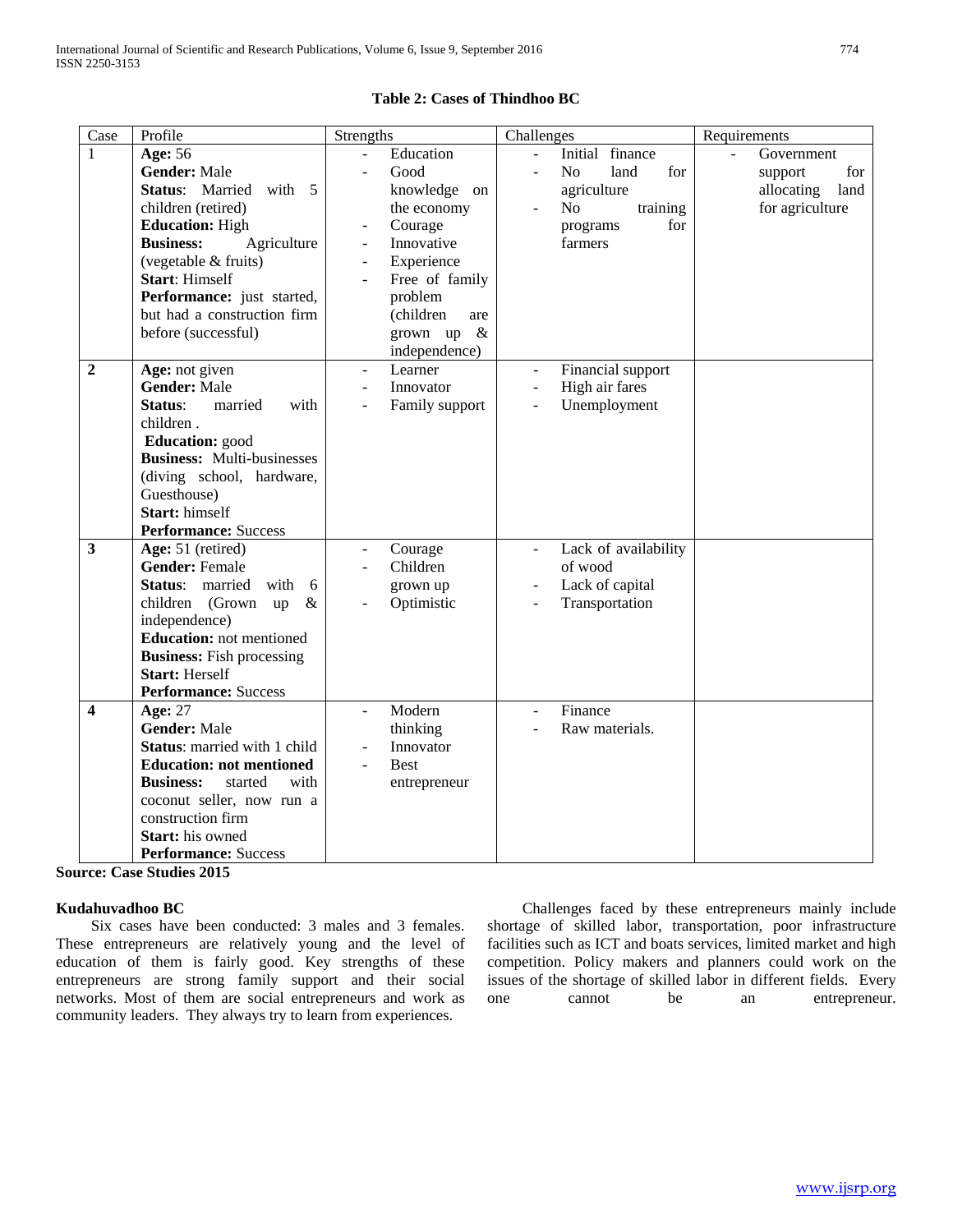**Table 2: Cases of Thindhoo BC**

| Case | Profile | Strengths | Challenges | Requirements |
|---|---|---|---|---|
| 1 | **Age:** 56<br>**Gender:** Male<br>**Status**: Married with 5 children (retired)<br>**Education:** High<br>**Business:** Agriculture (vegetable & fruits)<br>**Start**: Himself<br>**Performance:** just started, but had a construction firm before (successful) | - Education<br>- Good knowledge on the economy<br>- Courage<br>- Innovative<br>- Experience<br>- Free of family problem (children are grown up & independence) | - Initial finance<br>- No land for agriculture<br>- No training programs for farmers | - Government support for allocating land for agriculture |
| **2** | **Age:** not given<br>**Gender:** Male<br>**Status**: married with children .<br>**Education:** good<br>**Business:** Multi-businesses (diving school, hardware, Guesthouse)<br>**Start:** himself<br>**Performance:** Success | - Learner<br>- Innovator<br>- Family support | - Financial support<br>- High air fares<br>- Unemployment | |
| **3** | **Age:** 51 (retired)<br>**Gender:** Female<br>**Status**: married with 6 children (Grown up & independence)<br>**Education:** not mentioned<br>**Business:** Fish processing<br>**Start:** Herself<br>**Performance:** Success | - Courage<br>- Children grown up<br>- Optimistic | - Lack of availability of wood<br>- Lack of capital<br>- Transportation | |
| **4** | **Age:** 27<br>**Gender:** Male<br>**Status**: married with 1 child<br>**Education: not mentioned**<br>**Business:** started with coconut seller, now run a construction firm<br>**Start:** his owned<br>**Performance:** Success | - Modern thinking<br>- Innovator<br>- Best entrepreneur | - Finance<br>- Raw materials. | |

**Source: Case Studies 2015**

**Kudahuvadhoo BC**

Six cases have been conducted: 3 males and 3 females. These entrepreneurs are relatively young and the level of education of them is fairly good. Key strengths of these entrepreneurs are strong family support and their social networks. Most of them are social entrepreneurs and work as community leaders. They always try to learn from experiences.

Challenges faced by these entrepreneurs mainly include shortage of skilled labor, transportation, poor infrastructure facilities such as ICT and boats services, limited market and high competition. Policy makers and planners could work on the issues of the shortage of skilled labor in different fields. Every one cannot be an entrepreneur.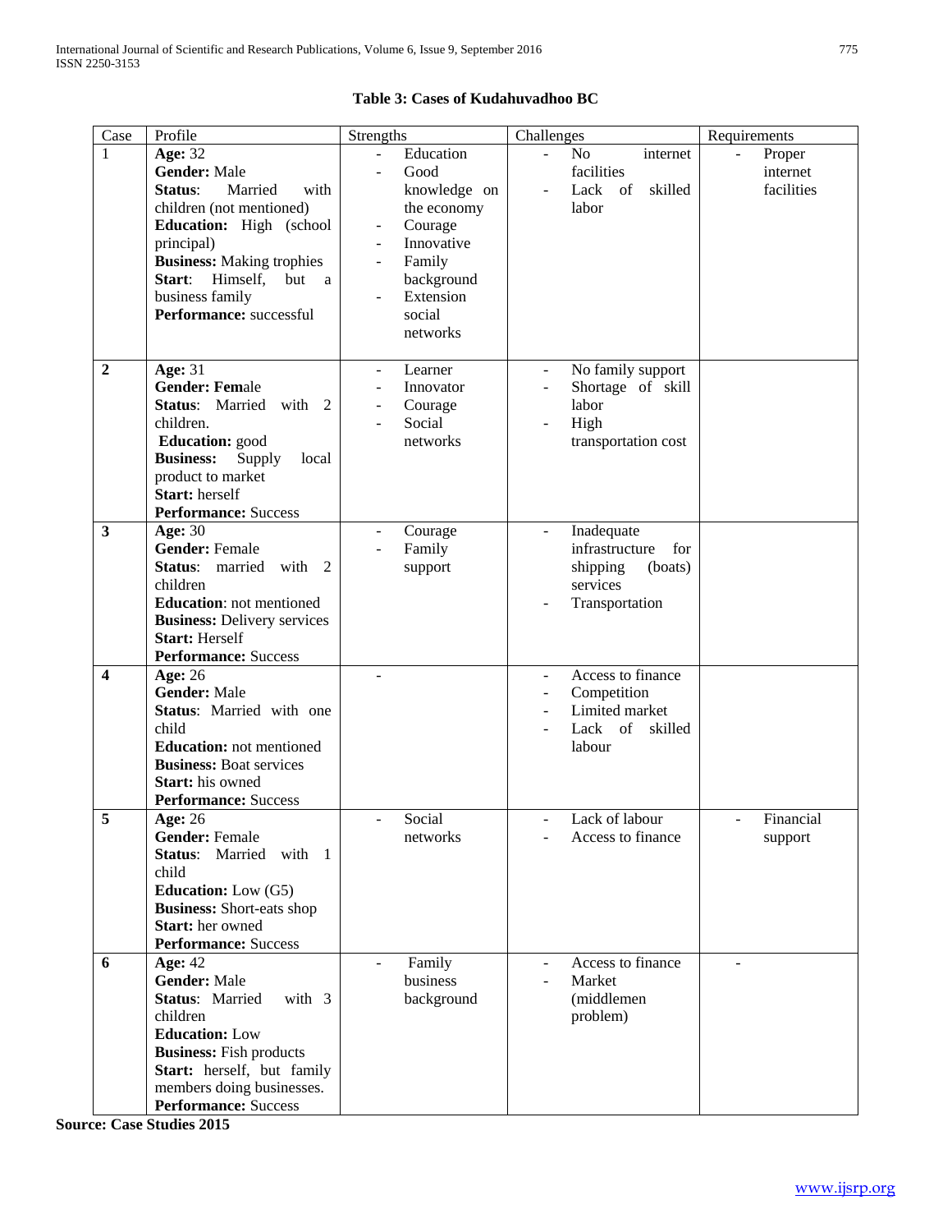**Table 3: Cases of Kudahuvadhoo BC**

| Case | Profile | Strengths | Challenges | Requirements |
|---|---|---|---|---|
| 1 | **Age:** 32<br>**Gender:** Male<br>**Status**: Married with children (not mentioned)<br>**Education:** High (school principal)<br>**Business:** Making trophies<br>**Start**: Himself, but a business family<br>**Performance:** successful | - Education<br>- Good knowledge on the economy<br>- Courage<br>- Innovative<br>- Family background<br>- Extension social networks | - No internet facilities<br>- Lack of skilled labor | - Proper internet facilities |
| **2** | **Age:** 31<br>**Gender: Fem**ale<br>**Status**: Married with 2 children.<br>**Education:** good<br>**Business:** Supply local product to market<br>**Start:** herself<br>**Performance:** Success | - Learner<br>- Innovator<br>- Courage<br>- Social networks | - No family support<br>- Shortage of skill labor<br>- High transportation cost | |
| **3** | **Age:** 30<br>**Gender:** Female<br>**Status**: married with 2 children<br>**Education**: not mentioned<br>**Business:** Delivery services<br>**Start:** Herself<br>**Performance:** Success | - Courage<br>- Family support | - Inadequate infrastructure for shipping (boats) services<br>- Transportation | |
| **4** | **Age:** 26<br>**Gender:** Male<br>**Status**: Married with one child<br>**Education:** not mentioned<br>**Business:** Boat services<br>**Start:** his owned<br>**Performance:** Success | - | - Access to finance<br>- Competition<br>- Limited market<br>- Lack of skilled labour | |
| **5** | **Age:** 26<br>**Gender:** Female<br>**Status**: Married with 1 child<br>**Education:** Low (G5)<br>**Business:** Short-eats shop<br>**Start:** her owned<br>**Performance:** Success | - Social networks | - Lack of labour<br>- Access to finance | - Financial support |
| **6** | **Age:** 42<br>**Gender:** Male<br>**Status**: Married with 3 children<br>**Education:** Low<br>**Business:** Fish products<br>**Start:** herself, but family members doing businesses.<br>**Performance:** Success | - Family business background | - Access to finance<br>- Market (middlemen problem) | - |

**Source: Case Studies 2015**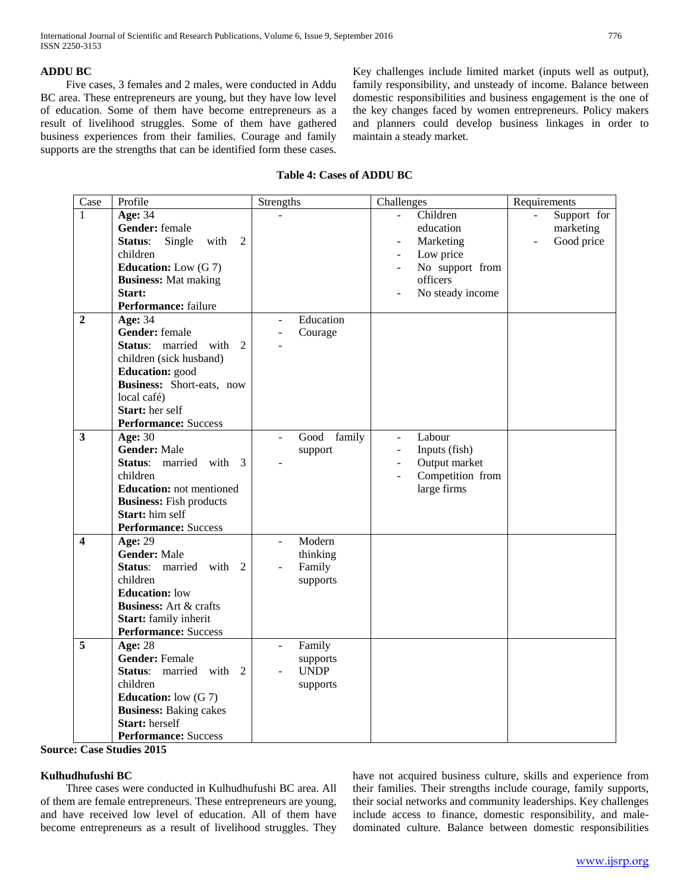### ADDU BC

Five cases, 3 females and 2 males, were conducted in Addu BC area. These entrepreneurs are young, but they have low level of education. Some of them have become entrepreneurs as a result of livelihood struggles. Some of them have gathered business experiences from their families. Courage and family supports are the strengths that can be identified form these cases. Key challenges include limited market (inputs well as output), family responsibility, and unsteady of income. Balance between domestic responsibilities and business engagement is the one of the key changes faced by women entrepreneurs. Policy makers and planners could develop business linkages in order to maintain a steady market.

**Table 4: Cases of ADDU BC**

| Case | Profile | Strengths | Challenges | Requirements |
|---|---|---|---|---|
| 1 | **Age:** 34<br>**Gender:** female<br>**Status**: Single with 2 children<br>**Education:** Low (G 7)<br>**Business:** Mat making<br>**Start:**<br>**Performance:** failure | - | - Children education<br>- Marketing<br>- Low price<br>- No support from officers<br>- No steady income | - Support for marketing<br>- Good price |
| **2** | **Age:** 34<br>**Gender:** female<br>**Status**: married with 2 children (sick husband)<br>**Education:** good<br>**Business:** Short-eats, now local café)<br>**Start:** her self<br>**Performance:** Success | - Education<br>- Courage<br>- | | |
| **3** | **Age:** 30<br>**Gender:** Male<br>**Status**: married with 3 children<br>**Education:** not mentioned<br>**Business:** Fish products<br>**Start:** him self<br>**Performance:** Success | - Good family support<br>- | - Labour<br>- Inputs (fish)<br>- Output market<br>- Competition from large firms | |
| **4** | **Age:** 29<br>**Gender:** Male<br>**Status**: married with 2 children<br>**Education:** low<br>**Business:** Art & crafts<br>**Start:** family inherit<br>**Performance:** Success | - Modern thinking<br>- Family supports | | |
| **5** | **Age:** 28<br>**Gender:** Female<br>**Status**: married with 2 children<br>**Education:** low (G 7)<br>**Business:** Baking cakes<br>**Start:** herself<br>**Performance:** Success | - Family supports<br>- UNDP supports | | |

**Source: Case Studies 2015**

### Kulhudhufushi BC

Three cases were conducted in Kulhudhufushi BC area. All of them are female entrepreneurs. These entrepreneurs are young, and have received low level of education. All of them have become entrepreneurs as a result of livelihood struggles. They have not acquired business culture, skills and experience from their families. Their strengths include courage, family supports, their social networks and community leaderships. Key challenges include access to finance, domestic responsibility, and male-dominated culture. Balance between domestic responsibilities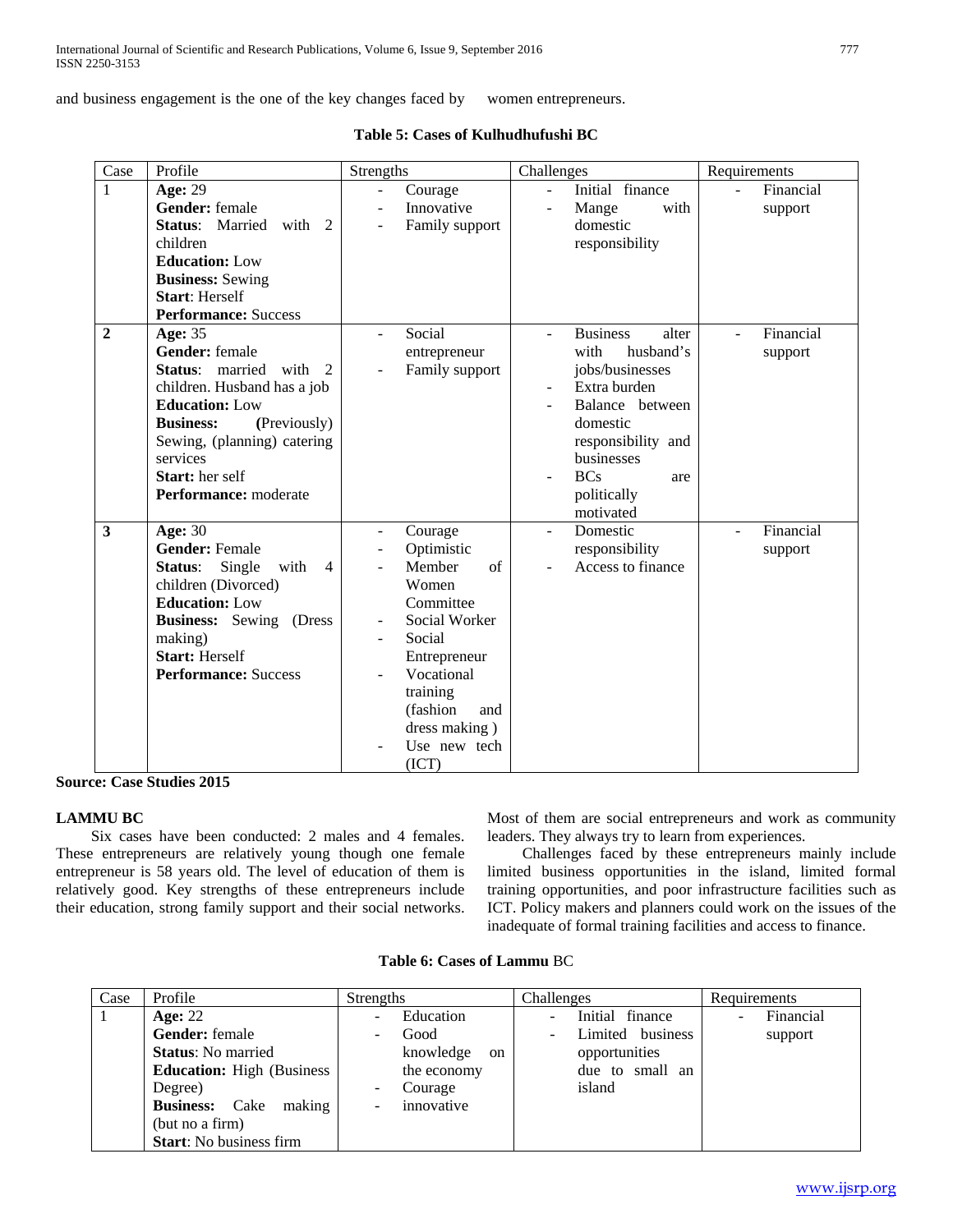and business engagement is the one of the key changes faced by women entrepreneurs.

**Table 5: Cases of Kulhudhufushi BC**

| Case | Profile | Strengths | Challenges | Requirements |
|---|---|---|---|---|
| 1 | **Age:** 29<br>**Gender:** female<br>**Status**: Married with 2 children<br>**Education:** Low<br>**Business:** Sewing<br>**Start**: Herself<br>**Performance:** Success | - Courage<br>- Innovative<br>- Family support | - Initial finance<br>- Mange with domestic responsibility | - Financial support |
| **2** | **Age:** 35<br>**Gender:** female<br>**Status**: married with 2 children. Husband has a job<br>**Education:** Low<br>**Business: (**Previously) Sewing, (planning) catering services<br>**Start:** her self<br>**Performance:** moderate | - Social entrepreneur<br>- Family support | - Business alter with husband's jobs/businesses<br>- Extra burden<br>- Balance between domestic responsibility and businesses<br>- BCs are politically motivated | - Financial support |
| **3** | **Age:** 30<br>**Gender:** Female<br>**Status**: Single with 4 children (Divorced)<br>**Education:** Low<br>**Business:** Sewing (Dress making)<br>**Start:** Herself<br>**Performance:** Success | - Courage<br>- Optimistic<br>- Member of Women Committee<br>- Social Worker<br>- Social Entrepreneur<br>- Vocational training (fashion and dress making )<br>- Use new tech (ICT) | - Domestic responsibility<br>- Access to finance | - Financial support |

**Source: Case Studies 2015**

**LAMMU BC**

Six cases have been conducted: 2 males and 4 females. These entrepreneurs are relatively young though one female entrepreneur is 58 years old. The level of education of them is relatively good. Key strengths of these entrepreneurs include their education, strong family support and their social networks. Most of them are social entrepreneurs and work as community leaders. They always try to learn from experiences.

Challenges faced by these entrepreneurs mainly include limited business opportunities in the island, limited formal training opportunities, and poor infrastructure facilities such as ICT. Policy makers and planners could work on the issues of the inadequate of formal training facilities and access to finance.

**Table 6: Cases of Lammu** BC

| Case | Profile | Strengths | Challenges | Requirements |
|---|---|---|---|---|
| 1 | **Age:** 22<br>**Gender:** female<br>**Status**: No married<br>**Education:** High (Business Degree)<br>**Business:** Cake making (but no a firm)<br>**Start**: No business firm | - Education<br>- Good knowledge on the economy<br>- Courage<br>- innovative | - Initial finance<br>- Limited business opportunities due to small an island | - Financial support |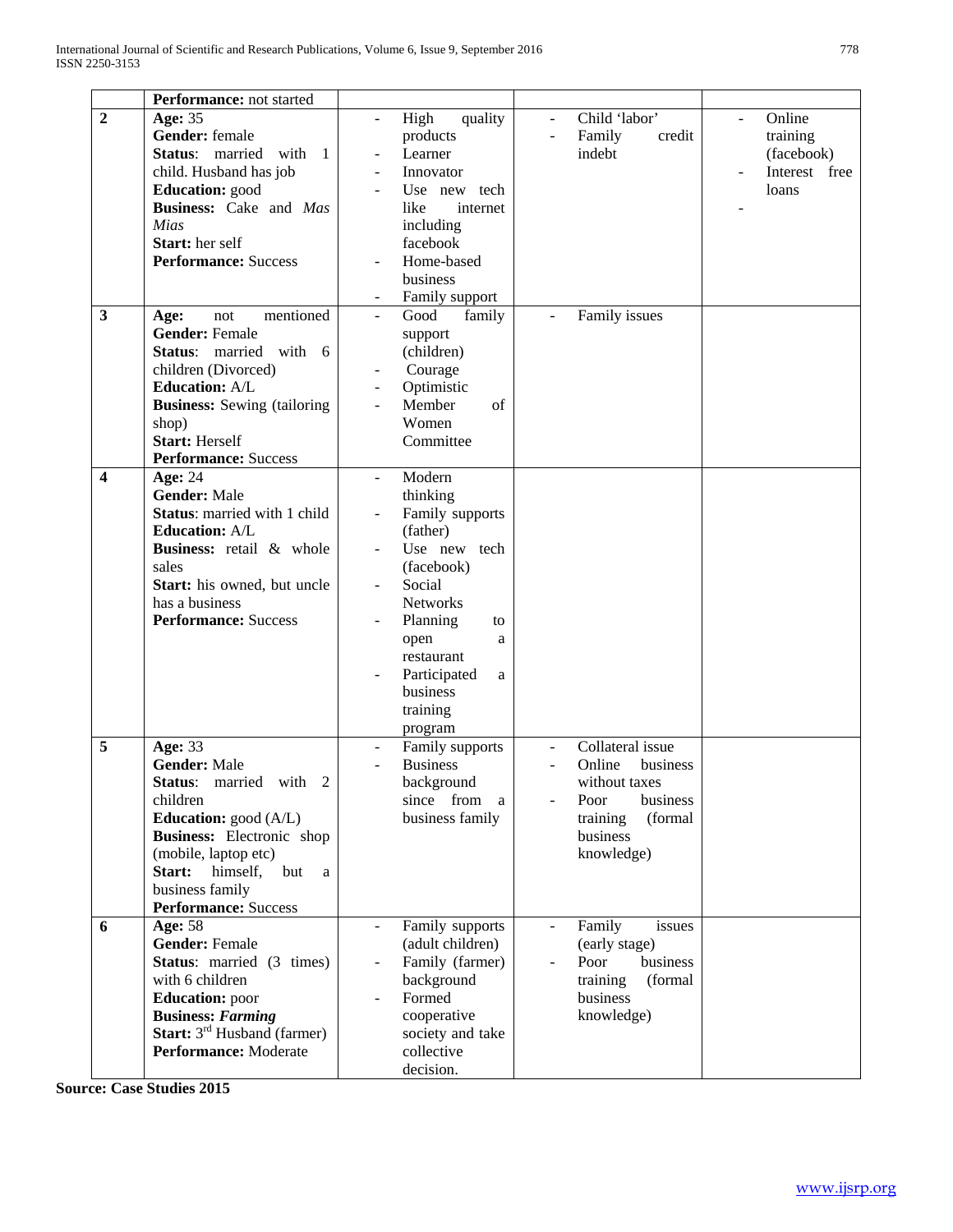| | Performance: not started | | | |
|---|---|---|---|---|
| **2** | **Age:** 35<br>**Gender:** female<br>**Status**: married with 1 child. Husband has job<br>**Education:** good<br>**Business:** Cake and *Mas Mias*<br>**Start:** her self<br>**Performance:** Success | - High quality products<br>- Learner<br>- Innovator<br>- Use new tech like internet including facebook<br>- Home-based business<br>- Family support | - Child 'labor'<br>- Family credit indebt | - Online training (facebook)<br>- Interest free loans<br>- |
| **3** | **Age:** not mentioned<br>**Gender:** Female<br>**Status**: married with 6 children (Divorced)<br>**Education:** A/L<br>**Business:** Sewing (tailoring shop)<br>**Start:** Herself<br>**Performance:** Success | - Good family support (children)<br>- Courage<br>- Optimistic<br>- Member of Women Committee | - Family issues | |
| **4** | **Age:** 24<br>**Gender:** Male<br>**Status**: married with 1 child<br>**Education:** A/L<br>**Business:** retail & whole sales<br>**Start:** his owned, but uncle has a business<br>**Performance:** Success | - Modern thinking<br>- Family supports (father)<br>- Use new tech (facebook)<br>- Social Networks<br>- Planning to open a restaurant<br>- Participated a business training program | | |
| **5** | **Age:** 33<br>**Gender:** Male<br>**Status**: married with 2 children<br>**Education:** good (A/L)<br>**Business:** Electronic shop (mobile, laptop etc)<br>**Start:** himself, but a business family<br>**Performance:** Success | - Family supports<br>- Business background since from a business family | - Collateral issue<br>- Online business without taxes<br>- Poor business training (formal business knowledge) | |
| **6** | **Age:** 58<br>**Gender:** Female<br>**Status**: married (3 times) with 6 children<br>**Education:** poor<br>***Business: Farming***<br>**Start:** 3rd Husband (farmer)<br>**Performance:** Moderate | - Family supports (adult children)<br>- Family (farmer) background<br>- Formed cooperative society and take collective decision. | - Family issues (early stage)<br>- Poor business training (formal business knowledge) | |

**Source: Case Studies 2015**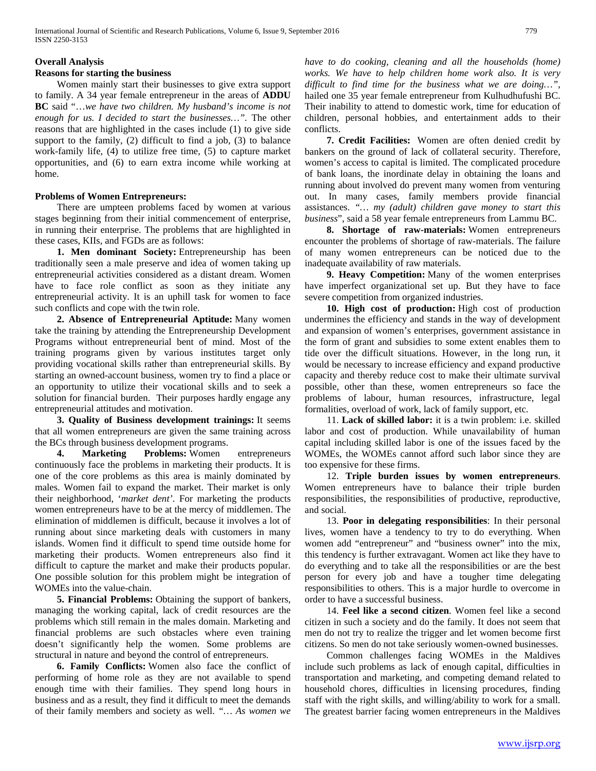### Overall Analysis

#### Reasons for starting the business

Women mainly start their businesses to give extra support to family. A 34 year female entrepreneur in the areas of **ADDU BC** said "…*we have two children. My husband's income is not enough for us. I decided to start the businesses…"*. The other reasons that are highlighted in the cases include (1) to give side support to the family, (2) difficult to find a job, (3) to balance work-family life, (4) to utilize free time, (5) to capture market opportunities, and (6) to earn extra income while working at home.

#### Problems of Women Entrepreneurs:

There are umpteen problems faced by women at various stages beginning from their initial commencement of enterprise, in running their enterprise. The problems that are highlighted in these cases, KIIs, and FGDs are as follows:

**1. Men dominant Society:** Entrepreneurship has been traditionally seen a male preserve and idea of women taking up entrepreneurial activities considered as a distant dream. Women have to face role conflict as soon as they initiate any entrepreneurial activity. It is an uphill task for women to face such conflicts and cope with the twin role.

**2. Absence of Entrepreneurial Aptitude:** Many women take the training by attending the Entrepreneurship Development Programs without entrepreneurial bent of mind. Most of the training programs given by various institutes target only providing vocational skills rather than entrepreneurial skills. By starting an owned-account business, women try to find a place or an opportunity to utilize their vocational skills and to seek a solution for financial burden. Their purposes hardly engage any entrepreneurial attitudes and motivation.

**3. Quality of Business development trainings:** It seems that all women entrepreneurs are given the same training across the BCs through business development programs.

**4. Marketing Problems:** Women entrepreneurs continuously face the problems in marketing their products. It is one of the core problems as this area is mainly dominated by males. Women fail to expand the market. Their market is only their neighborhood, '*market dent'*. For marketing the products women entrepreneurs have to be at the mercy of middlemen. The elimination of middlemen is difficult, because it involves a lot of running about since marketing deals with customers in many islands. Women find it difficult to spend time outside home for marketing their products. Women entrepreneurs also find it difficult to capture the market and make their products popular. One possible solution for this problem might be integration of WOMEs into the value-chain.

**5. Financial Problems:** Obtaining the support of bankers, managing the working capital, lack of credit resources are the problems which still remain in the males domain. Marketing and financial problems are such obstacles where even training doesn't significantly help the women. Some problems are structural in nature and beyond the control of entrepreneurs.

**6. Family Conflicts:** Women also face the conflict of performing of home role as they are not available to spend enough time with their families. They spend long hours in business and as a result, they find it difficult to meet the demands of their family members and society as well. "… *As women we have to do cooking, cleaning and all the households (home) works. We have to help children home work also. It is very difficult to find time for the business what we are doing…"*, hailed one 35 year female entrepreneur from Kulhudhufushi BC. Their inability to attend to domestic work, time for education of children, personal hobbies, and entertainment adds to their conflicts.

**7. Credit Facilities:** Women are often denied credit by bankers on the ground of lack of collateral security. Therefore, women's access to capital is limited. The complicated procedure of bank loans, the inordinate delay in obtaining the loans and running about involved do prevent many women from venturing out. In many cases, family members provide financial assistances. "… *my (adult) children gave money to start this business*", said a 58 year female entrepreneurs from Lammu BC.

**8. Shortage of raw-materials:** Women entrepreneurs encounter the problems of shortage of raw-materials. The failure of many women entrepreneurs can be noticed due to the inadequate availability of raw materials.

**9. Heavy Competition:** Many of the women enterprises have imperfect organizational set up. But they have to face severe competition from organized industries.

**10. High cost of production:** High cost of production undermines the efficiency and stands in the way of development and expansion of women's enterprises, government assistance in the form of grant and subsidies to some extent enables them to tide over the difficult situations. However, in the long run, it would be necessary to increase efficiency and expand productive capacity and thereby reduce cost to make their ultimate survival possible, other than these, women entrepreneurs so face the problems of labour, human resources, infrastructure, legal formalities, overload of work, lack of family support, etc.

11. **Lack of skilled labor:** it is a twin problem: i.e. skilled labor and cost of production. While unavailability of human capital including skilled labor is one of the issues faced by the WOMEs, the WOMEs cannot afford such labor since they are too expensive for these firms.

12. **Triple burden issues by women entrepreneurs**. Women entrepreneurs have to balance their triple burden responsibilities, the responsibilities of productive, reproductive, and social.

13. **Poor in delegating responsibilities**: In their personal lives, women have a tendency to try to do everything. When women add "entrepreneur" and "business owner" into the mix, this tendency is further extravagant. Women act like they have to do everything and to take all the responsibilities or are the best person for every job and have a tougher time delegating responsibilities to others. This is a major hurdle to overcome in order to have a successful business.

14. **Feel like a second citizen**. Women feel like a second citizen in such a society and do the family. It does not seem that men do not try to realize the trigger and let women become first citizens. So men do not take seriously women-owned businesses.

Common challenges facing WOMEs in the Maldives include such problems as lack of enough capital, difficulties in transportation and marketing, and competing demand related to household chores, difficulties in licensing procedures, finding staff with the right skills, and willing/ability to work for a small. The greatest barrier facing women entrepreneurs in the Maldives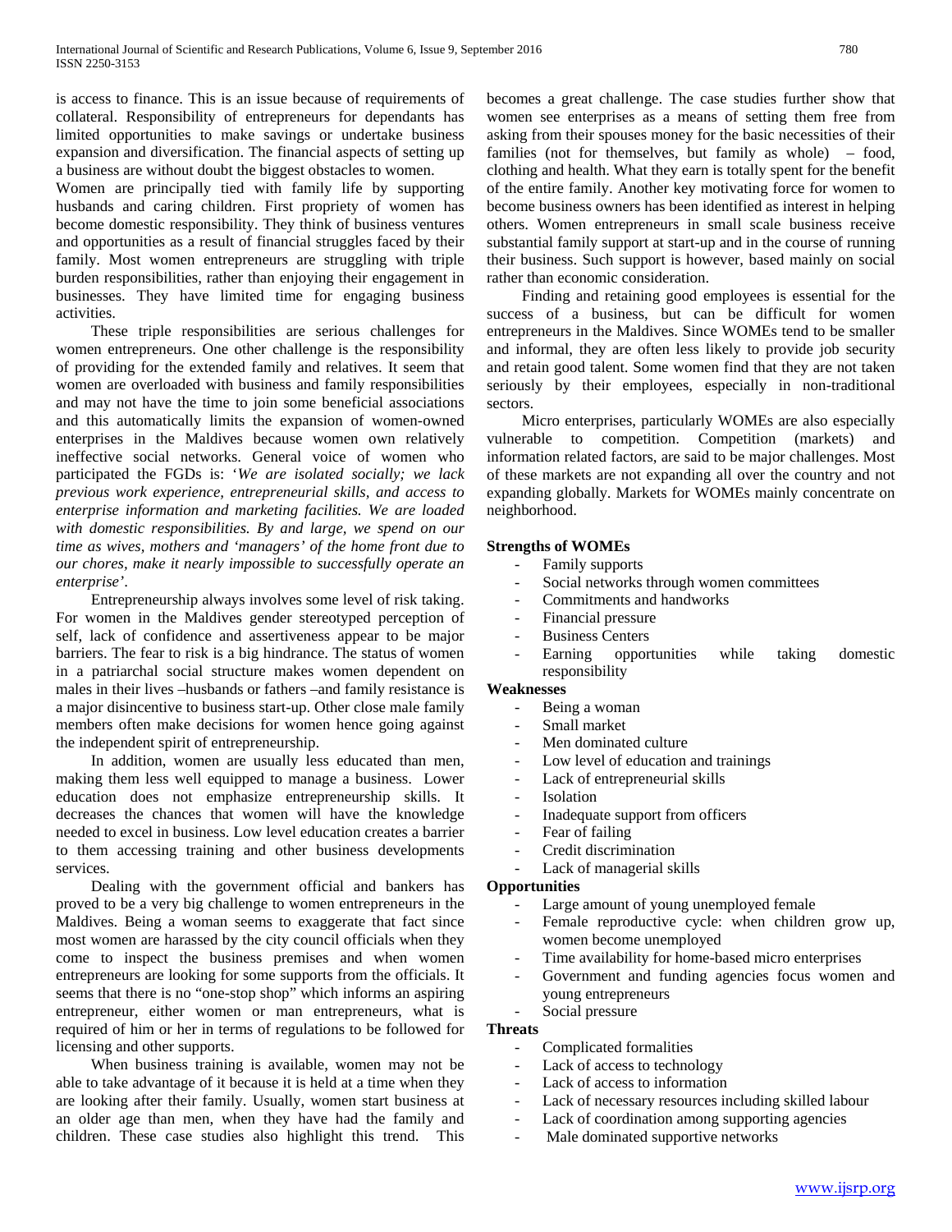is access to finance. This is an issue because of requirements of collateral. Responsibility of entrepreneurs for dependants has limited opportunities to make savings or undertake business expansion and diversification. The financial aspects of setting up a business are without doubt the biggest obstacles to women.

Women are principally tied with family life by supporting husbands and caring children. First propriety of women has become domestic responsibility. They think of business ventures and opportunities as a result of financial struggles faced by their family. Most women entrepreneurs are struggling with triple burden responsibilities, rather than enjoying their engagement in businesses. They have limited time for engaging business activities.

These triple responsibilities are serious challenges for women entrepreneurs. One other challenge is the responsibility of providing for the extended family and relatives. It seem that women are overloaded with business and family responsibilities and may not have the time to join some beneficial associations and this automatically limits the expansion of women-owned enterprises in the Maldives because women own relatively ineffective social networks. General voice of women who participated the FGDs is: '*We are isolated socially; we lack previous work experience, entrepreneurial skills, and access to enterprise information and marketing facilities. We are loaded with domestic responsibilities. By and large, we spend on our time as wives, mothers and 'managers' of the home front due to our chores, make it nearly impossible to successfully operate an enterprise'*.

Entrepreneurship always involves some level of risk taking. For women in the Maldives gender stereotyped perception of self, lack of confidence and assertiveness appear to be major barriers. The fear to risk is a big hindrance. The status of women in a patriarchal social structure makes women dependent on males in their lives –husbands or fathers –and family resistance is a major disincentive to business start-up. Other close male family members often make decisions for women hence going against the independent spirit of entrepreneurship.

In addition, women are usually less educated than men, making them less well equipped to manage a business. Lower education does not emphasize entrepreneurship skills. It decreases the chances that women will have the knowledge needed to excel in business. Low level education creates a barrier to them accessing training and other business developments services.

Dealing with the government official and bankers has proved to be a very big challenge to women entrepreneurs in the Maldives. Being a woman seems to exaggerate that fact since most women are harassed by the city council officials when they come to inspect the business premises and when women entrepreneurs are looking for some supports from the officials. It seems that there is no "one-stop shop" which informs an aspiring entrepreneur, either women or man entrepreneurs, what is required of him or her in terms of regulations to be followed for licensing and other supports.

When business training is available, women may not be able to take advantage of it because it is held at a time when they are looking after their family. Usually, women start business at an older age than men, when they have had the family and children. These case studies also highlight this trend. This becomes a great challenge. The case studies further show that women see enterprises as a means of setting them free from asking from their spouses money for the basic necessities of their families (not for themselves, but family as whole) – food, clothing and health. What they earn is totally spent for the benefit of the entire family. Another key motivating force for women to become business owners has been identified as interest in helping others. Women entrepreneurs in small scale business receive substantial family support at start-up and in the course of running their business. Such support is however, based mainly on social rather than economic consideration.

Finding and retaining good employees is essential for the success of a business, but can be difficult for women entrepreneurs in the Maldives. Since WOMEs tend to be smaller and informal, they are often less likely to provide job security and retain good talent. Some women find that they are not taken seriously by their employees, especially in non-traditional sectors.

Micro enterprises, particularly WOMEs are also especially vulnerable to competition. Competition (markets) and information related factors, are said to be major challenges. Most of these markets are not expanding all over the country and not expanding globally. Markets for WOMEs mainly concentrate on neighborhood.

**Strengths of WOMEs**

- Family supports
- Social networks through women committees
- Commitments and handworks
- Financial pressure
- Business Centers
- Earning opportunities while taking domestic responsibility

**Weaknesses**

- Being a woman
- Small market
- Men dominated culture
- Low level of education and trainings
- Lack of entrepreneurial skills
- Isolation
- Inadequate support from officers
- Fear of failing
- Credit discrimination
- Lack of managerial skills

**Opportunities**

- Large amount of young unemployed female
- Female reproductive cycle: when children grow up, women become unemployed
- Time availability for home-based micro enterprises
- Government and funding agencies focus women and young entrepreneurs
- Social pressure

**Threats**

- Complicated formalities
- Lack of access to technology
- Lack of access to information
- Lack of necessary resources including skilled labour
- Lack of coordination among supporting agencies
- Male dominated supportive networks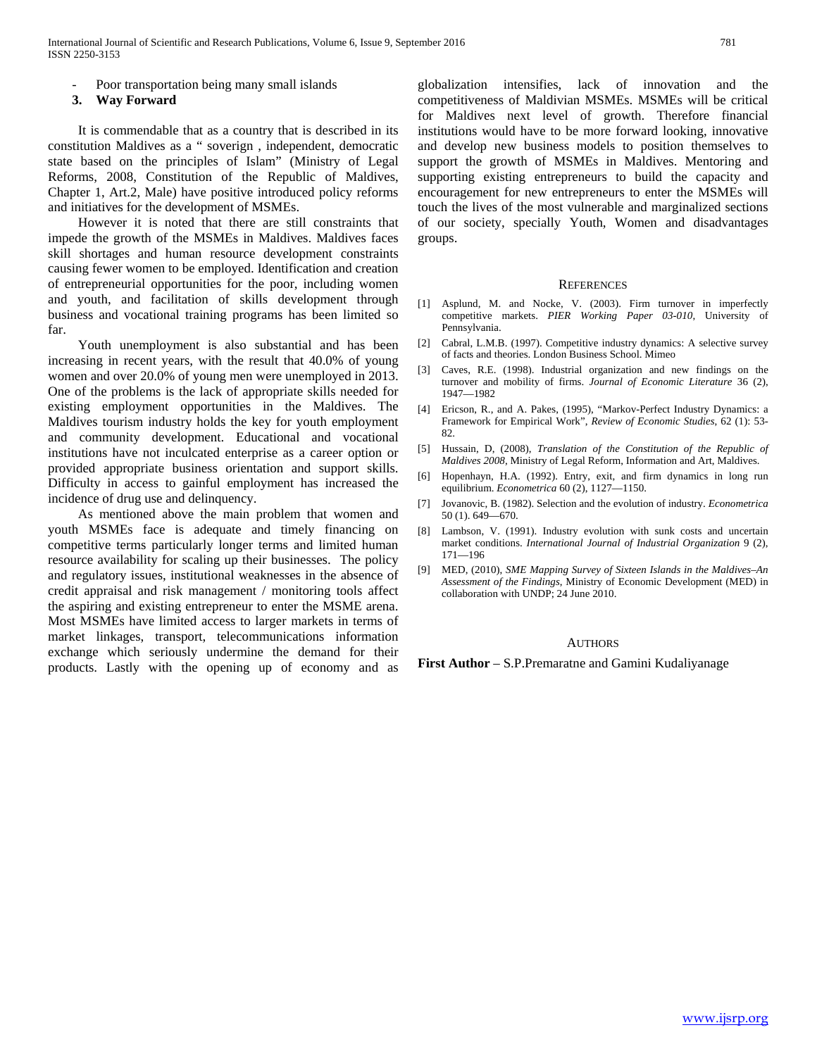- Poor transportation being many small islands

## 3. Way Forward

It is commendable that as a country that is described in its constitution Maldives as a " soverign , independent, democratic state based on the principles of Islam" (Ministry of Legal Reforms, 2008, Constitution of the Republic of Maldives, Chapter 1, Art.2, Male) have positive introduced policy reforms and initiatives for the development of MSMEs.

However it is noted that there are still constraints that impede the growth of the MSMEs in Maldives. Maldives faces skill shortages and human resource development constraints causing fewer women to be employed. Identification and creation of entrepreneurial opportunities for the poor, including women and youth, and facilitation of skills development through business and vocational training programs has been limited so far.

Youth unemployment is also substantial and has been increasing in recent years, with the result that 40.0% of young women and over 20.0% of young men were unemployed in 2013. One of the problems is the lack of appropriate skills needed for existing employment opportunities in the Maldives. The Maldives tourism industry holds the key for youth employment and community development. Educational and vocational institutions have not inculcated enterprise as a career option or provided appropriate business orientation and support skills. Difficulty in access to gainful employment has increased the incidence of drug use and delinquency.

As mentioned above the main problem that women and youth MSMEs face is adequate and timely financing on competitive terms particularly longer terms and limited human resource availability for scaling up their businesses. The policy and regulatory issues, institutional weaknesses in the absence of credit appraisal and risk management / monitoring tools affect the aspiring and existing entrepreneur to enter the MSME arena. Most MSMEs have limited access to larger markets in terms of market linkages, transport, telecommunications information exchange which seriously undermine the demand for their products. Lastly with the opening up of economy and as globalization intensifies, lack of innovation and the competitiveness of Maldivian MSMEs. MSMEs will be critical for Maldives next level of growth. Therefore financial institutions would have to be more forward looking, innovative and develop new business models to position themselves to support the growth of MSMEs in Maldives. Mentoring and supporting existing entrepreneurs to build the capacity and encouragement for new entrepreneurs to enter the MSMEs will touch the lives of the most vulnerable and marginalized sections of our society, specially Youth, Women and disadvantages groups.

## References

[1] Asplund, M. and Nocke, V. (2003). Firm turnover in imperfectly competitive markets. *PIER Working Paper 03-010*, University of Pennsylvania.

[2] Cabral, L.M.B. (1997). Competitive industry dynamics: A selective survey of facts and theories. London Business School. Mimeo

[3] Caves, R.E. (1998). Industrial organization and new findings on the turnover and mobility of firms. *Journal of Economic Literature* 36 (2), 1947—1982

[4] Ericson, R., and A. Pakes, (1995), "Markov-Perfect Industry Dynamics: a Framework for Empirical Work", *Review of Economic Studies*, 62 (1): 53-82.

[5] Hussain, D, (2008), *Translation of the Constitution of the Republic of Maldives 2008*, Ministry of Legal Reform, Information and Art, Maldives.

[6] Hopenhayn, H.A. (1992). Entry, exit, and firm dynamics in long run equilibrium. *Econometrica* 60 (2), 1127—1150.

[7] Jovanovic, B. (1982). Selection and the evolution of industry. *Econometrica* 50 (1). 649—670.

[8] Lambson, V. (1991). Industry evolution with sunk costs and uncertain market conditions. *International Journal of Industrial Organization* 9 (2), 171—196

[9] MED, (2010), *SME Mapping Survey of Sixteen Islands in the Maldives–An Assessment of the Findings*, Ministry of Economic Development (MED) in collaboration with UNDP; 24 June 2010.

## Authors

**First Author** – S.P.Premaratne and Gamini Kudaliyanage